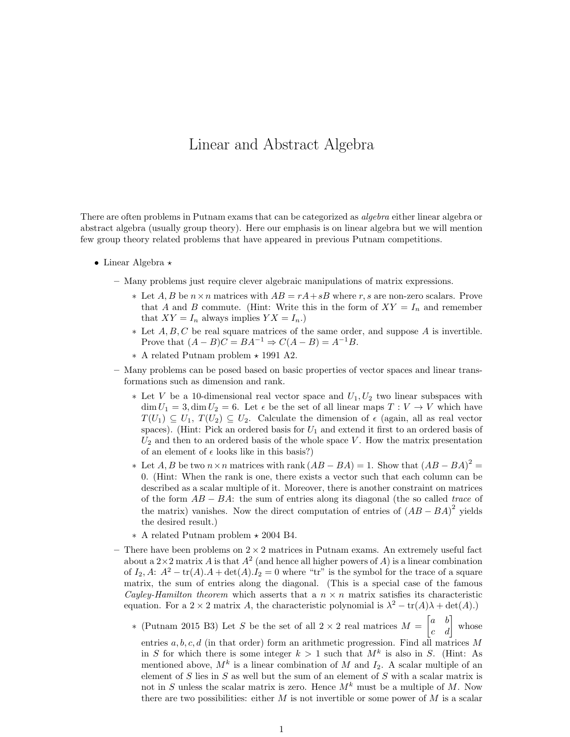# Linear and Abstract Algebra

There are often problems in Putnam exams that can be categorized as *algebra* either linear algebra or abstract algebra (usually group theory). Here our emphasis is on linear algebra but we will mention few group theory related problems that have appeared in previous Putnam competitions.

- Linear Algebra ⋆
  - Many problems just require clever algebraic manipulations of matrix expressions.
    - Let $A, B$ be $n \times n$ matrices with $AB = rA + sB$ where $r, s$ are non-zero scalars. Prove that $A$ and $B$ commute. (Hint: Write this in the form of $XY = I_n$ and remember that $XY = I_n$ always implies $YX = I_n$.)
    - Let $A, B, C$ be real square matrices of the same order, and suppose $A$ is invertible. Prove that $(A - B)C = BA^{-1} \Rightarrow C(A - B) = A^{-1}B$.
    - A related Putnam problem ⋆ 1991 A2.
  - Many problems can be posed based on basic properties of vector spaces and linear transformations such as dimension and rank.
    - Let $V$ be a 10-dimensional real vector space and $U_1, U_2$ two linear subspaces with $\dim U_1 = 3, \dim U_2 = 6$. Let $\epsilon$ be the set of all linear maps $T : V \to V$ which have $T(U_1) \subseteq U_1$, $T(U_2) \subseteq U_2$. Calculate the dimension of $\epsilon$ (again, all as real vector spaces). (Hint: Pick an ordered basis for $U_1$ and extend it first to an ordered basis of $U_2$ and then to an ordered basis of the whole space $V$. How the matrix presentation of an element of $\epsilon$ looks like in this basis?)
    - Let $A, B$ be two $n \times n$ matrices with rank $(AB - BA) = 1$. Show that $(AB - BA)^2 = 0$. (Hint: When the rank is one, there exists a vector such that each column can be described as a scalar multiple of it. Moreover, there is another constraint on matrices of the form $AB - BA$: the sum of entries along its diagonal (the so called *trace* of the matrix) vanishes. Now the direct computation of entries of $(AB - BA)^2$ yields the desired result.)
    - A related Putnam problem ⋆ 2004 B4.
  - There have been problems on $2 \times 2$ matrices in Putnam exams. An extremely useful fact about a $2 \times 2$ matrix $A$ is that $A^2$ (and hence all higher powers of $A$) is a linear combination of $I_2, A$: $A^2 - \text{tr}(A).A + \det(A).I_2 = 0$ where "tr" is the symbol for the trace of a square matrix, the sum of entries along the diagonal. (This is a special case of the famous *Cayley-Hamilton theorem* which asserts that a $n \times n$ matrix satisfies its characteristic equation. For a $2 \times 2$ matrix $A$, the characteristic polynomial is $\lambda^2 - \text{tr}(A)\lambda + \det(A)$.)
    - (Putnam 2015 B3) Let $S$ be the set of all $2 \times 2$ real matrices $M = \begin{bmatrix} a & b \\ c & d \end{bmatrix}$ whose entries $a, b, c, d$ (in that order) form an arithmetic progression. Find all matrices $M$ in $S$ for which there is some integer $k > 1$ such that $M^k$ is also in $S$. (Hint: As mentioned above, $M^k$ is a linear combination of $M$ and $I_2$. A scalar multiple of an element of $S$ lies in $S$ as well but the sum of an element of $S$ with a scalar matrix is not in $S$ unless the scalar matrix is zero. Hence $M^k$ must be a multiple of $M$. Now there are two possibilities: either $M$ is not invertible or some power of $M$ is a scalar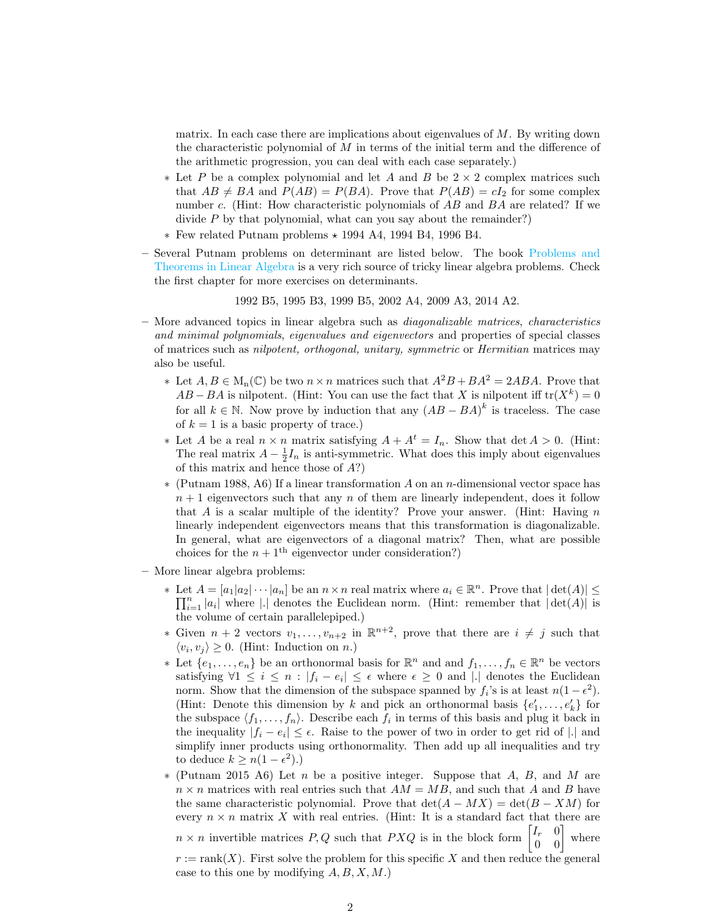matrix. In each case there are implications about eigenvalues of $M$. By writing down the characteristic polynomial of $M$ in terms of the initial term and the difference of the arithmetic progression, you can deal with each case separately.)

  * Let $P$ be a complex polynomial and let $A$ and $B$ be $2\times 2$ complex matrices such that $AB \neq BA$ and $P(AB) = P(BA)$. Prove that $P(AB) = cI_2$ for some complex number $c$. (Hint: How characteristic polynomials of $AB$ and $BA$ are related? If we divide $P$ by that polynomial, what can you say about the remainder?)
  * Few related Putnam problems ⋆ 1994 A4, 1994 B4, 1996 B4.

- Several Putnam problems on determinant are listed below. The book Problems and Theorems in Linear Algebra is a very rich source of tricky linear algebra problems. Check the first chapter for more exercises on determinants.

  1992 B5, 1995 B3, 1999 B5, 2002 A4, 2009 A3, 2014 A2.

- More advanced topics in linear algebra such as *diagonalizable matrices*, *characteristics and minimal polynomials*, *eigenvalues and eigenvectors* and properties of special classes of matrices such as *nilpotent, orthogonal, unitary, symmetric* or *Hermitian* matrices may also be useful.

  * Let $A, B \in \mathrm{M_n}(\mathbb{C})$ be two $n\times n$ matrices such that $A^2B + BA^2 = 2ABA$. Prove that $AB - BA$ is nilpotent. (Hint: You can use the fact that $X$ is nilpotent iff $\mathrm{tr}(X^k) = 0$ for all $k \in \mathbb{N}$. Now prove by induction that any $(AB - BA)^k$ is traceless. The case of $k = 1$ is a basic property of trace.)
  * Let $A$ be a real $n\times n$ matrix satisfying $A + A^t = I_n$. Show that $\det A > 0$. (Hint: The real matrix $A - \frac{1}{2}I_n$ is anti-symmetric. What does this imply about eigenvalues of this matrix and hence those of $A$?)
  * (Putnam 1988, A6) If a linear transformation $A$ on an $n$-dimensional vector space has $n + 1$ eigenvectors such that any $n$ of them are linearly independent, does it follow that $A$ is a scalar multiple of the identity? Prove your answer. (Hint: Having $n$ linearly independent eigenvectors means that this transformation is diagonalizable. In general, what are eigenvectors of a diagonal matrix? Then, what are possible choices for the $n + 1^{\text{th}}$ eigenvector under consideration?)

- More linear algebra problems:

  * Let $A = [a_1|a_2|\cdots|a_n]$ be an $n\times n$ real matrix where $a_i \in \mathbb{R}^n$. Prove that $|\det(A)| \leq \prod_{i=1}^{n} |a_i|$ where $|.|$ denotes the Euclidean norm. (Hint: remember that $|\det(A)|$ is the volume of certain parallelepiped.)
  * Given $n + 2$ vectors $v_1, \ldots, v_{n+2}$ in $\mathbb{R}^{n+2}$, prove that there are $i \neq j$ such that $\langle v_i, v_j\rangle \geq 0$. (Hint: Induction on $n$.)
  * Let $\{e_1, \ldots, e_n\}$ be an orthonormal basis for $\mathbb{R}^n$ and and $f_1, \ldots, f_n \in \mathbb{R}^n$ be vectors satisfying $\forall 1 \leq i \leq n : |f_i - e_i| \leq \epsilon$ where $\epsilon \geq 0$ and $|.|$ denotes the Euclidean norm. Show that the dimension of the subspace spanned by $f_i$'s is at least $n(1 - \epsilon^2)$. (Hint: Denote this dimension by $k$ and pick an orthonormal basis $\{e'_1, \ldots, e'_k\}$ for the subspace $\langle f_1, \ldots, f_n\rangle$. Describe each $f_i$ in terms of this basis and plug it back in the inequality $|f_i - e_i| \leq \epsilon$. Raise to the power of two in order to get rid of $|.|$ and simplify inner products using orthonormality. Then add up all inequalities and try to deduce $k \geq n(1 - \epsilon^2)$.)
  * (Putnam 2015 A6) Let $n$ be a positive integer. Suppose that $A$, $B$, and $M$ are $n\times n$ matrices with real entries such that $AM = MB$, and such that $A$ and $B$ have the same characteristic polynomial. Prove that $\det(A - MX) = \det(B - XM)$ for every $n\times n$ matrix $X$ with real entries. (Hint: It is a standard fact that there are $n\times n$ invertible matrices $P, Q$ such that $PXQ$ is in the block form $\begin{bmatrix} I_r & 0 \\ 0 & 0 \end{bmatrix}$ where $r := \mathrm{rank}(X)$. First solve the problem for this specific $X$ and then reduce the general case to this one by modifying $A, B, X, M$.)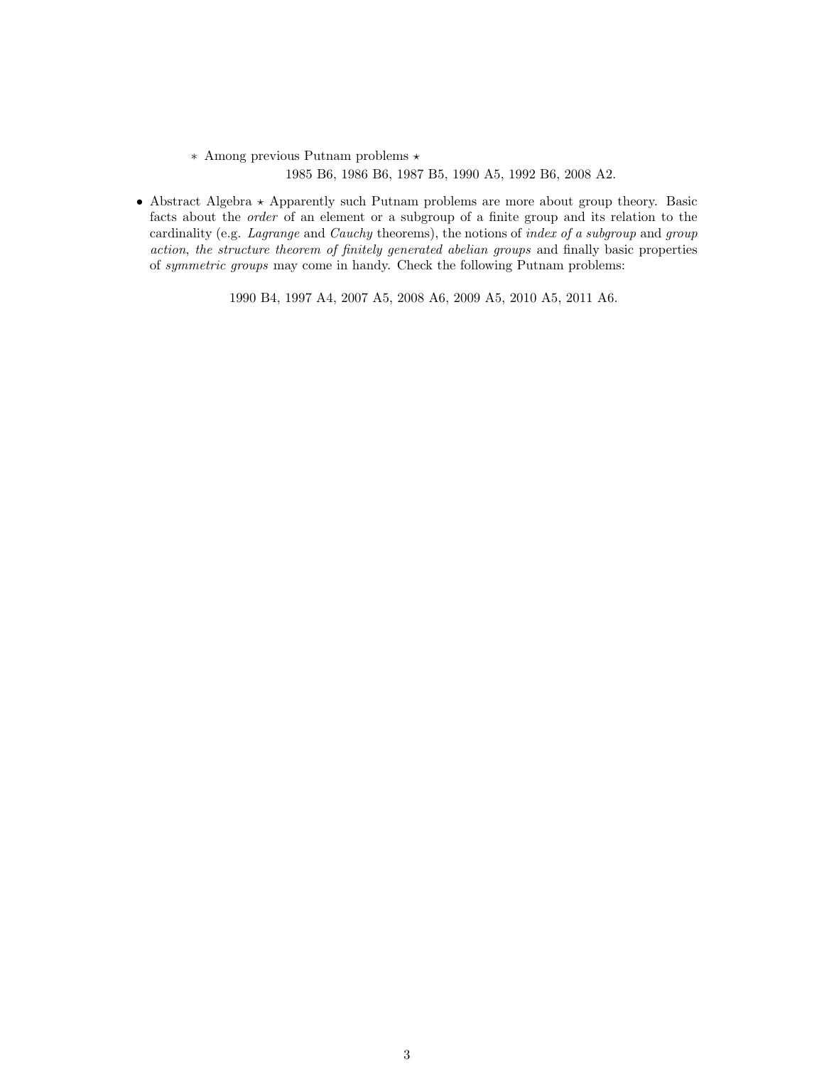- $*$ Among previous Putnam problems $\star$

    1985 B6, 1986 B6, 1987 B5, 1990 A5, 1992 B6, 2008 A2.

- Abstract Algebra $\star$ Apparently such Putnam problems are more about group theory. Basic facts about the *order* of an element or a subgroup of a finite group and its relation to the cardinality (e.g. *Lagrange* and *Cauchy* theorems), the notions of *index of a subgroup* and *group action*, *the structure theorem of finitely generated abelian groups* and finally basic properties of *symmetric groups* may come in handy. Check the following Putnam problems:

  1990 B4, 1997 A4, 2007 A5, 2008 A6, 2009 A5, 2010 A5, 2011 A6.